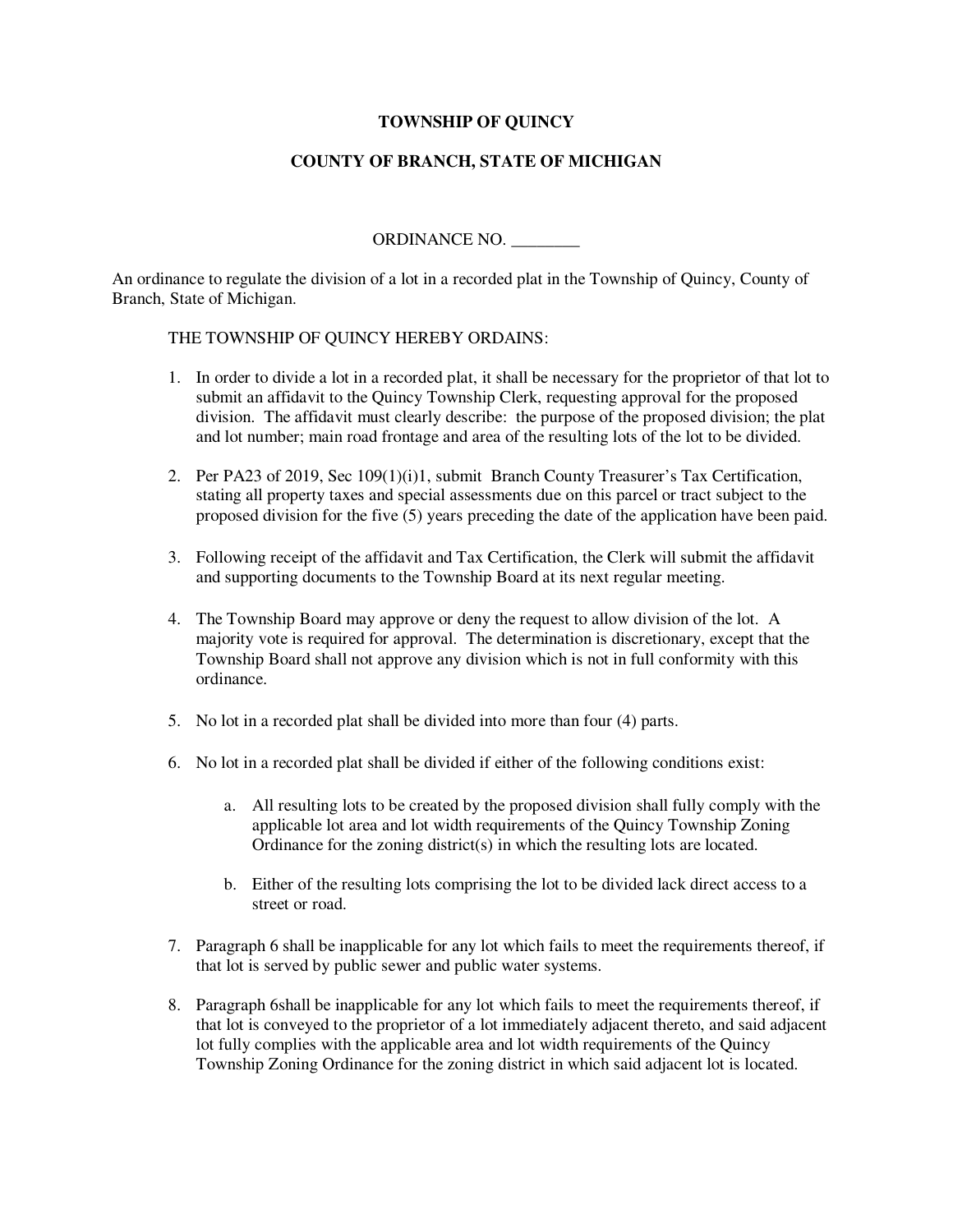# TOWNSHIP OF QUINCY

## COUNTY OF BRANCH, STATE OF MICHIGAN

ORDINANCE NO. ________

An ordinance to regulate the division of a lot in a recorded plat in the Township of Quincy, County of Branch, State of Michigan.

THE TOWNSHIP OF QUINCY HEREBY ORDAINS:

1. In order to divide a lot in a recorded plat, it shall be necessary for the proprietor of that lot to submit an affidavit to the Quincy Township Clerk, requesting approval for the proposed division. The affidavit must clearly describe: the purpose of the proposed division; the plat and lot number; main road frontage and area of the resulting lots of the lot to be divided.

2. Per PA23 of 2019, Sec 109(1)(i)1, submit Branch County Treasurer's Tax Certification, stating all property taxes and special assessments due on this parcel or tract subject to the proposed division for the five (5) years preceding the date of the application have been paid.

3. Following receipt of the affidavit and Tax Certification, the Clerk will submit the affidavit and supporting documents to the Township Board at its next regular meeting.

4. The Township Board may approve or deny the request to allow division of the lot. A majority vote is required for approval. The determination is discretionary, except that the Township Board shall not approve any division which is not in full conformity with this ordinance.

5. No lot in a recorded plat shall be divided into more than four (4) parts.

6. No lot in a recorded plat shall be divided if either of the following conditions exist:

    a. All resulting lots to be created by the proposed division shall fully comply with the applicable lot area and lot width requirements of the Quincy Township Zoning Ordinance for the zoning district(s) in which the resulting lots are located.

    b. Either of the resulting lots comprising the lot to be divided lack direct access to a street or road.

7. Paragraph 6 shall be inapplicable for any lot which fails to meet the requirements thereof, if that lot is served by public sewer and public water systems.

8. Paragraph 6shall be inapplicable for any lot which fails to meet the requirements thereof, if that lot is conveyed to the proprietor of a lot immediately adjacent thereto, and said adjacent lot fully complies with the applicable area and lot width requirements of the Quincy Township Zoning Ordinance for the zoning district in which said adjacent lot is located.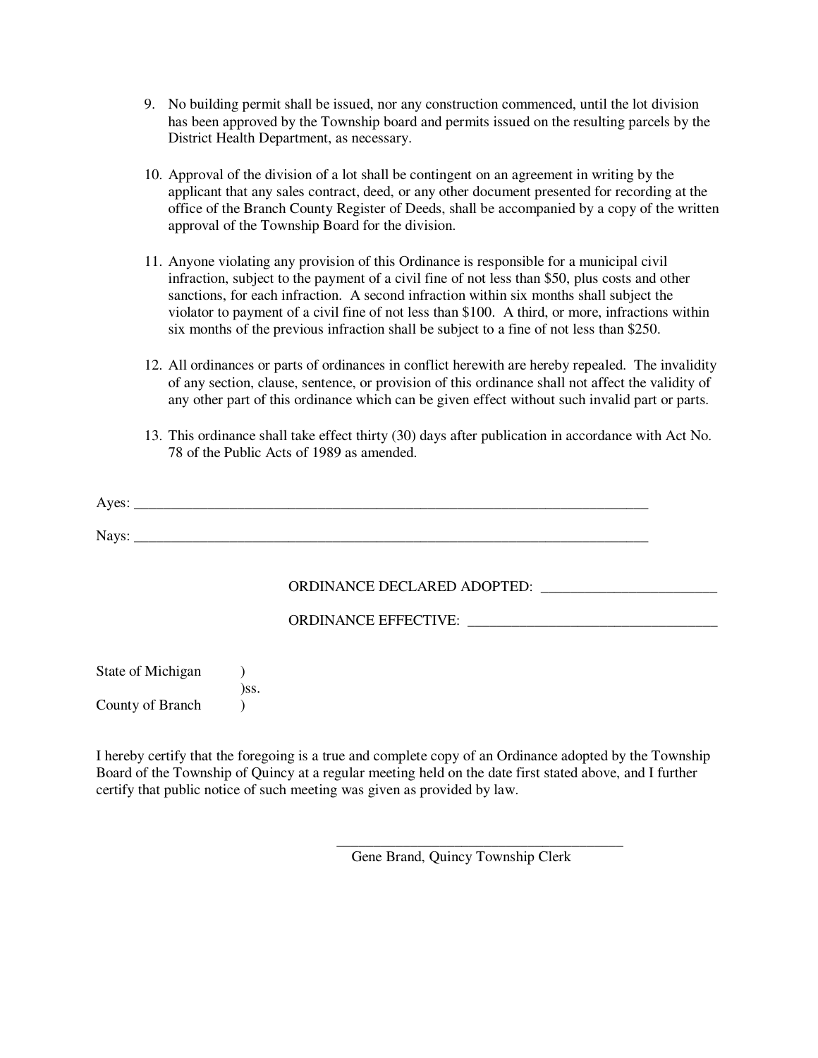9. No building permit shall be issued, nor any construction commenced, until the lot division has been approved by the Township board and permits issued on the resulting parcels by the District Health Department, as necessary.

10. Approval of the division of a lot shall be contingent on an agreement in writing by the applicant that any sales contract, deed, or any other document presented for recording at the office of the Branch County Register of Deeds, shall be accompanied by a copy of the written approval of the Township Board for the division.

11. Anyone violating any provision of this Ordinance is responsible for a municipal civil infraction, subject to the payment of a civil fine of not less than $50, plus costs and other sanctions, for each infraction. A second infraction within six months shall subject the violator to payment of a civil fine of not less than $100. A third, or more, infractions within six months of the previous infraction shall be subject to a fine of not less than $250.

12. All ordinances or parts of ordinances in conflict herewith are hereby repealed. The invalidity of any section, clause, sentence, or provision of this ordinance shall not affect the validity of any other part of this ordinance which can be given effect without such invalid part or parts.

13. This ordinance shall take effect thirty (30) days after publication in accordance with Act No. 78 of the Public Acts of 1989 as amended.

Ayes: ___________________________________________________________________________

Nays: ___________________________________________________________________________

ORDINANCE DECLARED ADOPTED: ________________________

ORDINANCE EFFECTIVE: __________________________________

State of Michigan )
)ss.
County of Branch )

I hereby certify that the foregoing is a true and complete copy of an Ordinance adopted by the Township Board of the Township of Quincy at a regular meeting held on the date first stated above, and I further certify that public notice of such meeting was given as provided by law.

_________________________________________
Gene Brand, Quincy Township Clerk